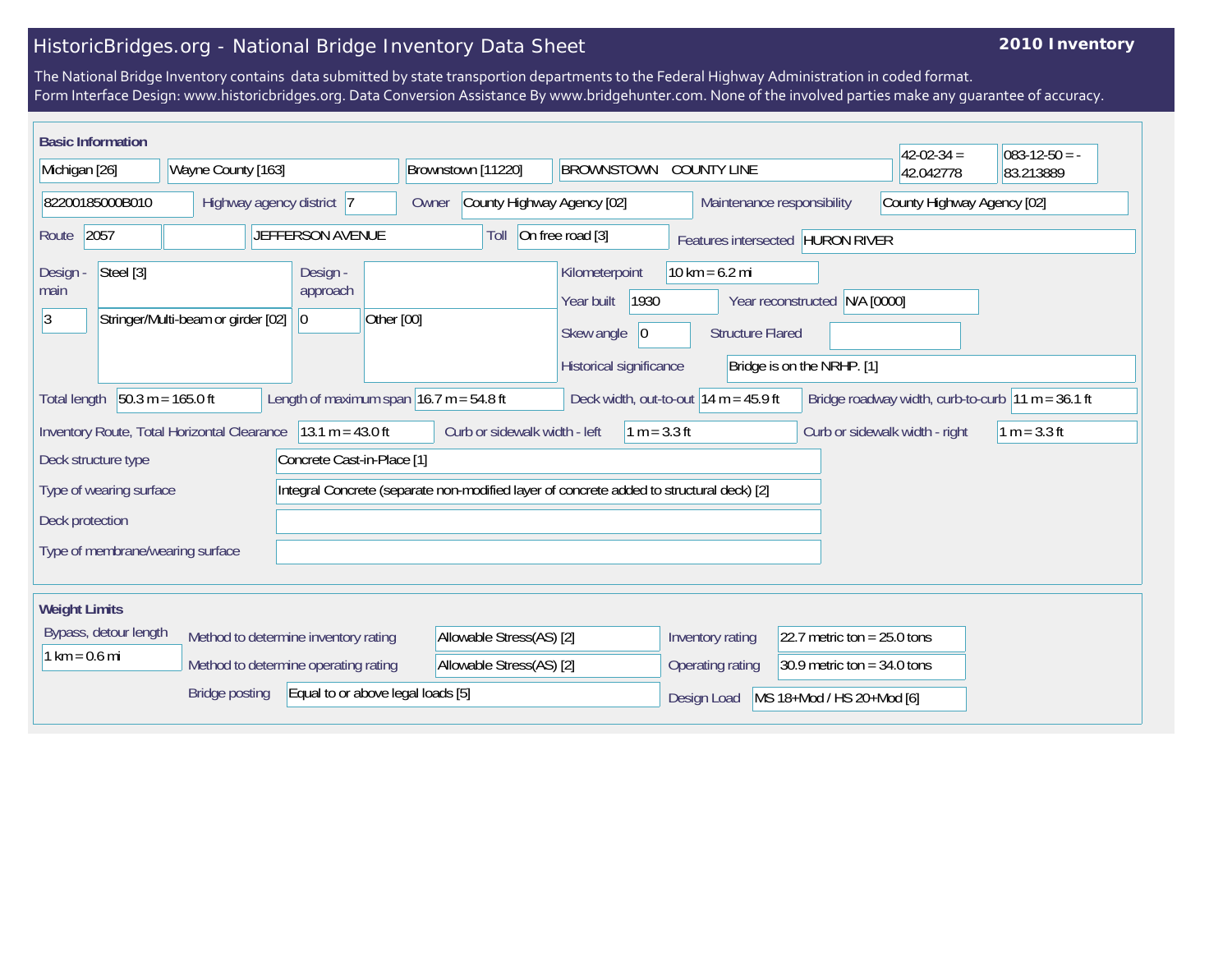# HistoricBridges.org - National Bridge Inventory Data Sheet

**2010 Inventory**

The National Bridge Inventory contains data submitted by state transportion departments to the Federal Highway Administration in coded format.
Form Interface Design: www.historicbridges.org. Data Conversion Assistance By www.bridgehunter.com. None of the involved parties make any guarantee of accuracy.

## Basic Information

| | |
|---|---|
| State | Michigan [26] |
| County | Wayne County [163] |
| Place | Brownstown [11220] |
| Location | BROWNSTOWN COUNTY LINE |
| Latitude | 42-02-34 = 42.042778 |
| Longitude | 083-12-50 = -83.213889 |
| Structure Number | 82200185000B010 |
| Highway agency district | 7 |
| Owner | County Highway Agency [02] |
| Maintenance responsibility | County Highway Agency [02] |
| Route | 2057 |
| Facility | JEFFERSON AVENUE |
| Toll | On free road [3] |
| Features intersected | HURON RIVER |
| Design - main | Steel [3] |
| | 3 — Stringer/Multi-beam or girder [02] |
| Design - approach | 0 — Other [00] |
| Kilometerpoint | 10 km = 6.2 mi |
| Year built | 1930 |
| Year reconstructed | N/A [0000] |
| Skew angle | 0 |
| Structure Flared | |
| Historical significance | Bridge is on the NRHP. [1] |
| Total length | 50.3 m = 165.0 ft |
| Length of maximum span | 16.7 m = 54.8 ft |
| Deck width, out-to-out | 14 m = 45.9 ft |
| Bridge roadway width, curb-to-curb | 11 m = 36.1 ft |
| Inventory Route, Total Horizontal Clearance | 13.1 m = 43.0 ft |
| Curb or sidewalk width - left | 1 m = 3.3 ft |
| Curb or sidewalk width - right | 1 m = 3.3 ft |
| Deck structure type | Concrete Cast-in-Place [1] |
| Type of wearing surface | Integral Concrete (separate non-modified layer of concrete added to structural deck) [2] |
| Deck protection | |
| Type of membrane/wearing surface | |

## Weight Limits

| | |
|---|---|
| Bypass, detour length | 1 km = 0.6 mi |
| Method to determine inventory rating | Allowable Stress(AS) [2] |
| Method to determine operating rating | Allowable Stress(AS) [2] |
| Bridge posting | Equal to or above legal loads [5] |
| Inventory rating | 22.7 metric ton = 25.0 tons |
| Operating rating | 30.9 metric ton = 34.0 tons |
| Design Load | MS 18+Mod / HS 20+Mod [6] |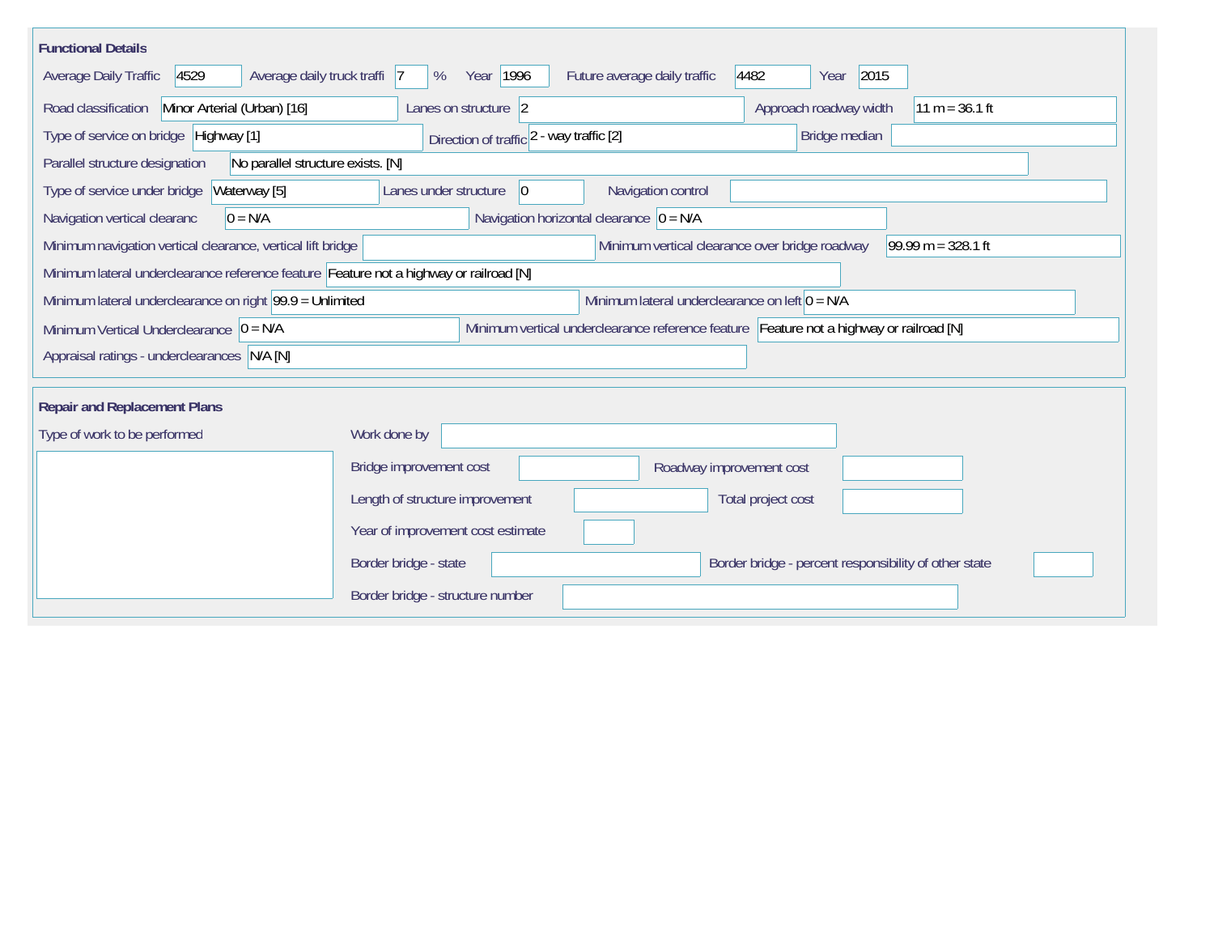## Functional Details

Average Daily Traffic: 4529

Average daily truck traffi: 7 %

Year: 1996

Future average daily traffic: 4482

Year: 2015

Road classification: Minor Arterial (Urban) [16]

Lanes on structure: 2

Approach roadway width: 11 m = 36.1 ft

Type of service on bridge: Highway [1]

Direction of traffic: 2 - way traffic [2]

Bridge median:

Parallel structure designation: No parallel structure exists. [N]

Type of service under bridge: Waterway [5]

Lanes under structure: 0

Navigation control:

Navigation vertical clearanc: 0 = N/A

Navigation horizontal clearance: 0 = N/A

Minimum navigation vertical clearance, vertical lift bridge:

Minimum vertical clearance over bridge roadway: 99.99 m = 328.1 ft

Minimum lateral underclearance reference feature: Feature not a highway or railroad [N]

Minimum lateral underclearance on right: 99.9 = Unlimited

Minimum lateral underclearance on left: 0 = N/A

Minimum Vertical Underclearance: 0 = N/A

Minimum vertical underclearance reference feature: Feature not a highway or railroad [N]

Appraisal ratings - underclearances: N/A [N]

## Repair and Replacement Plans

Type of work to be performed:

Work done by:

Bridge improvement cost:

Roadway improvement cost:

Length of structure improvement:

Total project cost:

Year of improvement cost estimate:

Border bridge - state:

Border bridge - percent responsibility of other state:

Border bridge - structure number: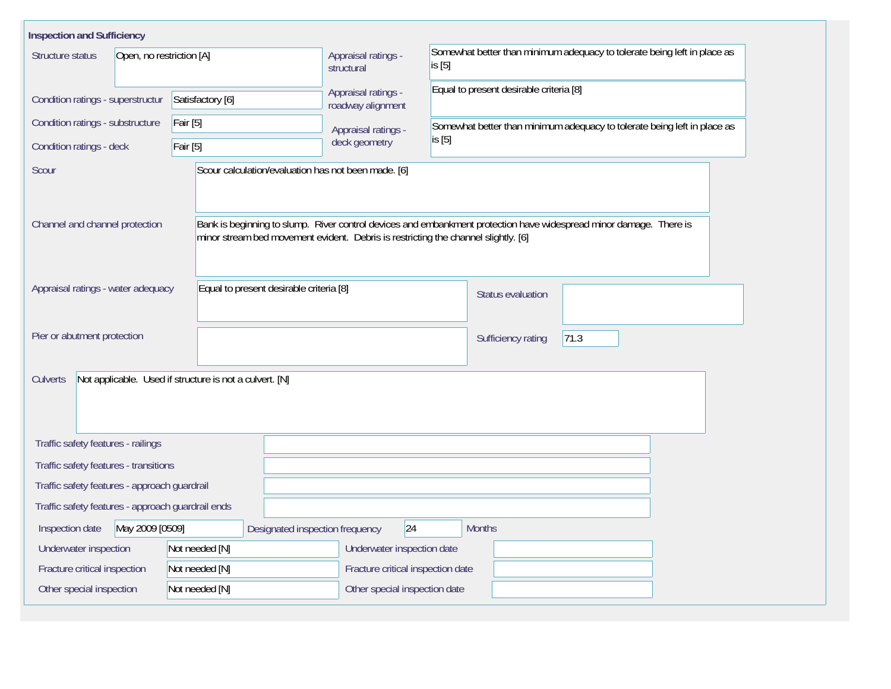## Inspection and Sufficiency

| Field | Value |
|---|---|
| Structure status | Open, no restriction [A] |
| Condition ratings - superstructur | Satisfactory [6] |
| Condition ratings - substructure | Fair [5] |
| Condition ratings - deck | Fair [5] |
| Appraisal ratings - structural | Somewhat better than minimum adequacy to tolerate being left in place as is [5] |
| Appraisal ratings - roadway alignment | Equal to present desirable criteria [8] |
| Appraisal ratings - deck geometry | Somewhat better than minimum adequacy to tolerate being left in place as is [5] |
| Scour | Scour calculation/evaluation has not been made. [6] |
| Channel and channel protection | Bank is beginning to slump. River control devices and embankment protection have widespread minor damage. There is minor stream bed movement evident. Debris is restricting the channel slightly. [6] |
| Appraisal ratings - water adequacy | Equal to present desirable criteria [8] |
| Status evaluation | |
| Pier or abutment protection | |
| Sufficiency rating | 71.3 |
| Culverts | Not applicable. Used if structure is not a culvert. [N] |
| Traffic safety features - railings | |
| Traffic safety features - transitions | |
| Traffic safety features - approach guardrail | |
| Traffic safety features - approach guardrail ends | |
| Inspection date | May 2009 [0509] |
| Designated inspection frequency | 24 Months |
| Underwater inspection | Not needed [N] |
| Underwater inspection date | |
| Fracture critical inspection | Not needed [N] |
| Fracture critical inspection date | |
| Other special inspection | Not needed [N] |
| Other special inspection date | |